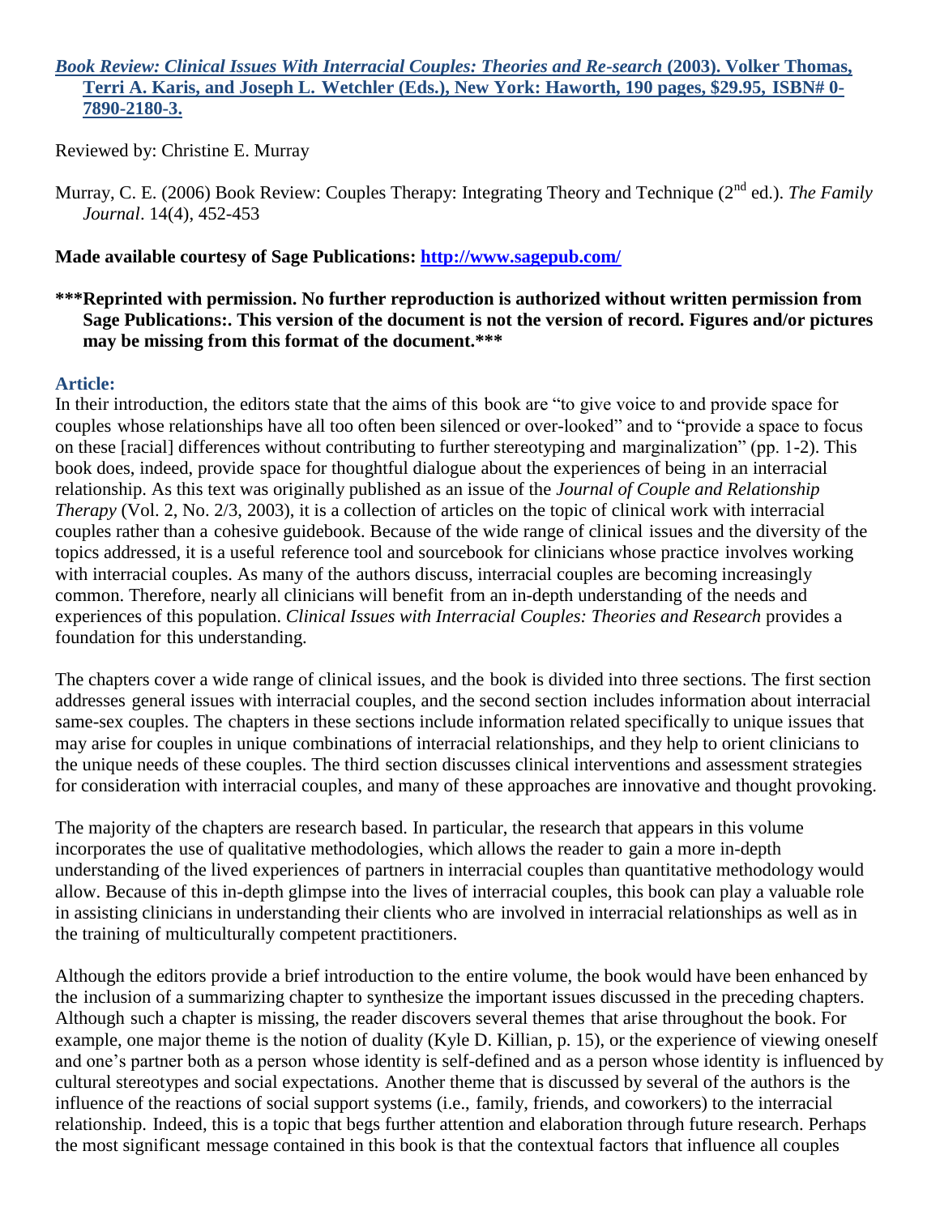**[*Book Review: Clinical Issues With Interracial Couples: Theories and Re-search* (2003). Volker Thomas, Terri A. Karis, and Joseph L. Wetchler (Eds.), New York: Haworth, 190 pages, $29.95, ISBN# 0-7890-2180-3.](#)**

Reviewed by: Christine E. Murray

Murray, C. E. (2006) Book Review: Couples Therapy: Integrating Theory and Technique (2nd ed.). *The Family Journal*. 14(4), 452-453

**Made available courtesy of Sage Publications: [http://www.sagepub.com/](http://www.sagepub.com/)**

**\*\*\*Reprinted with permission. No further reproduction is authorized without written permission from Sage Publications:. This version of the document is not the version of record. Figures and/or pictures may be missing from this format of the document.\*\*\***

## Article:

In their introduction, the editors state that the aims of this book are "to give voice to and provide space for couples whose relationships have all too often been silenced or over-looked" and to "provide a space to focus on these [racial] differences without contributing to further stereotyping and marginalization" (pp. 1-2). This book does, indeed, provide space for thoughtful dialogue about the experiences of being in an interracial relationship. As this text was originally published as an issue of the *Journal of Couple and Relationship Therapy* (Vol. 2, No. 2/3, 2003), it is a collection of articles on the topic of clinical work with interracial couples rather than a cohesive guidebook. Because of the wide range of clinical issues and the diversity of the topics addressed, it is a useful reference tool and sourcebook for clinicians whose practice involves working with interracial couples. As many of the authors discuss, interracial couples are becoming increasingly common. Therefore, nearly all clinicians will benefit from an in-depth understanding of the needs and experiences of this population. *Clinical Issues with Interracial Couples: Theories and Research* provides a foundation for this understanding.

The chapters cover a wide range of clinical issues, and the book is divided into three sections. The first section addresses general issues with interracial couples, and the second section includes information about interracial same-sex couples. The chapters in these sections include information related specifically to unique issues that may arise for couples in unique combinations of interracial relationships, and they help to orient clinicians to the unique needs of these couples. The third section discusses clinical interventions and assessment strategies for consideration with interracial couples, and many of these approaches are innovative and thought provoking.

The majority of the chapters are research based. In particular, the research that appears in this volume incorporates the use of qualitative methodologies, which allows the reader to gain a more in-depth understanding of the lived experiences of partners in interracial couples than quantitative methodology would allow. Because of this in-depth glimpse into the lives of interracial couples, this book can play a valuable role in assisting clinicians in understanding their clients who are involved in interracial relationships as well as in the training of multiculturally competent practitioners.

Although the editors provide a brief introduction to the entire volume, the book would have been enhanced by the inclusion of a summarizing chapter to synthesize the important issues discussed in the preceding chapters. Although such a chapter is missing, the reader discovers several themes that arise throughout the book. For example, one major theme is the notion of duality (Kyle D. Killian, p. 15), or the experience of viewing oneself and one's partner both as a person whose identity is self-defined and as a person whose identity is influenced by cultural stereotypes and social expectations. Another theme that is discussed by several of the authors is the influence of the reactions of social support systems (i.e., family, friends, and coworkers) to the interracial relationship. Indeed, this is a topic that begs further attention and elaboration through future research. Perhaps the most significant message contained in this book is that the contextual factors that influence all couples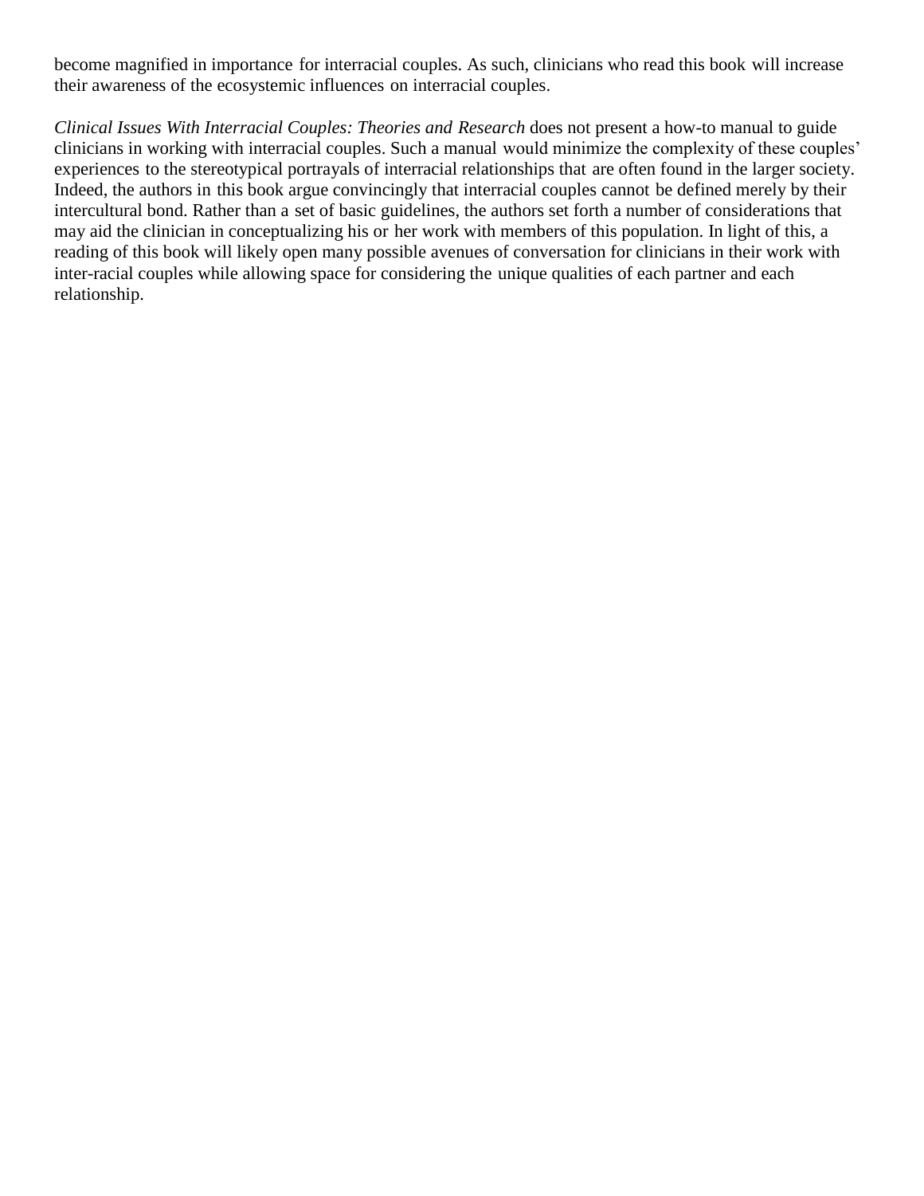become magnified in importance for interracial couples. As such, clinicians who read this book will increase their awareness of the ecosystemic influences on interracial couples.

*Clinical Issues With Interracial Couples: Theories and Research* does not present a how-to manual to guide clinicians in working with interracial couples. Such a manual would minimize the complexity of these couples' experiences to the stereotypical portrayals of interracial relationships that are often found in the larger society. Indeed, the authors in this book argue convincingly that interracial couples cannot be defined merely by their intercultural bond. Rather than a set of basic guidelines, the authors set forth a number of considerations that may aid the clinician in conceptualizing his or her work with members of this population. In light of this, a reading of this book will likely open many possible avenues of conversation for clinicians in their work with inter-racial couples while allowing space for considering the unique qualities of each partner and each relationship.